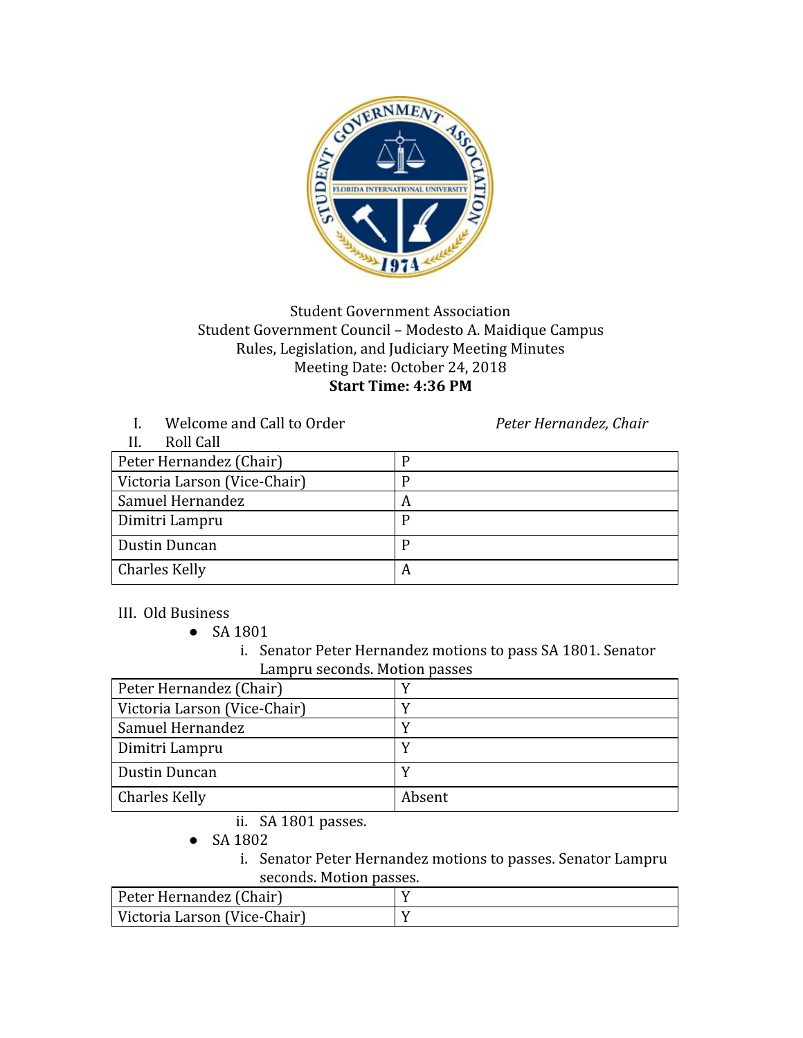Student Government Association
Student Government Council – Modesto A. Maidique Campus
Rules, Legislation, and Judiciary Meeting Minutes
Meeting Date: October 24, 2018
**Start Time: 4:36 PM**

I. Welcome and Call to Order *Peter Hernandez, Chair*

II. Roll Call

| | |
|---|---|
| Peter Hernandez (Chair) | P |
| Victoria Larson (Vice-Chair) | P |
| Samuel Hernandez | A |
| Dimitri Lampru | P |
| Dustin Duncan | P |
| Charles Kelly | A |

III. Old Business

- SA 1801
  - i. Senator Peter Hernandez motions to pass SA 1801. Senator Lampru seconds. Motion passes

| | |
|---|---|
| Peter Hernandez (Chair) | Y |
| Victoria Larson (Vice-Chair) | Y |
| Samuel Hernandez | Y |
| Dimitri Lampru | Y |
| Dustin Duncan | Y |
| Charles Kelly | Absent |

  - ii. SA 1801 passes.
- SA 1802
  - i. Senator Peter Hernandez motions to passes. Senator Lampru seconds. Motion passes.

| | |
|---|---|
| Peter Hernandez (Chair) | Y |
| Victoria Larson (Vice-Chair) | Y |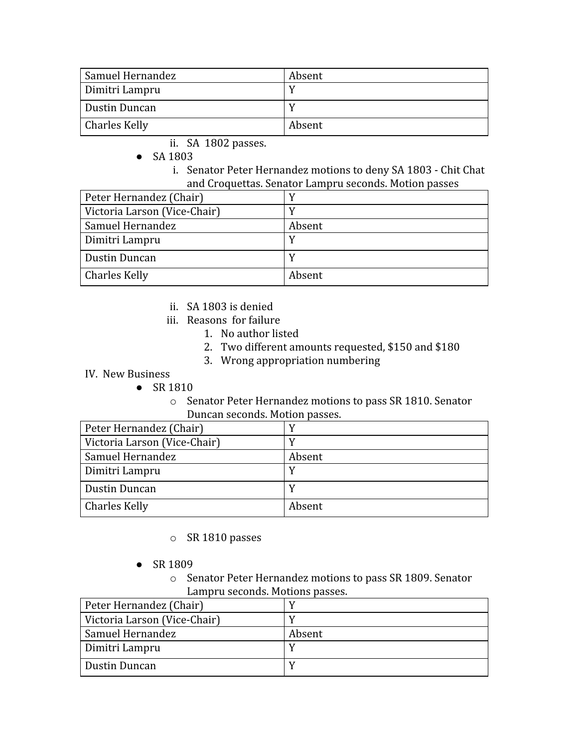| Samuel Hernandez | Absent |
|---|---|
| Dimitri Lampru | Y |
| Dustin Duncan | Y |
| Charles Kelly | Absent |

ii. SA 1802 passes.

- SA 1803
    i. Senator Peter Hernandez motions to deny SA 1803 - Chit Chat and Croquettas. Senator Lampru seconds. Motion passes

| Peter Hernandez (Chair) | Y |
|---|---|
| Victoria Larson (Vice-Chair) | Y |
| Samuel Hernandez | Absent |
| Dimitri Lampru | Y |
| Dustin Duncan | Y |
| Charles Kelly | Absent |

ii. SA 1803 is denied
iii. Reasons for failure
1. No author listed
2. Two different amounts requested, \$150 and \$180
3. Wrong appropriation numbering

IV. New Business

- SR 1810
    - Senator Peter Hernandez motions to pass SR 1810. Senator Duncan seconds. Motion passes.

| Peter Hernandez (Chair) | Y |
|---|---|
| Victoria Larson (Vice-Chair) | Y |
| Samuel Hernandez | Absent |
| Dimitri Lampru | Y |
| Dustin Duncan | Y |
| Charles Kelly | Absent |

- SR 1810 passes

- SR 1809
    - Senator Peter Hernandez motions to pass SR 1809. Senator Lampru seconds. Motions passes.

| Peter Hernandez (Chair) | Y |
|---|---|
| Victoria Larson (Vice-Chair) | Y |
| Samuel Hernandez | Absent |
| Dimitri Lampru | Y |
| Dustin Duncan | Y |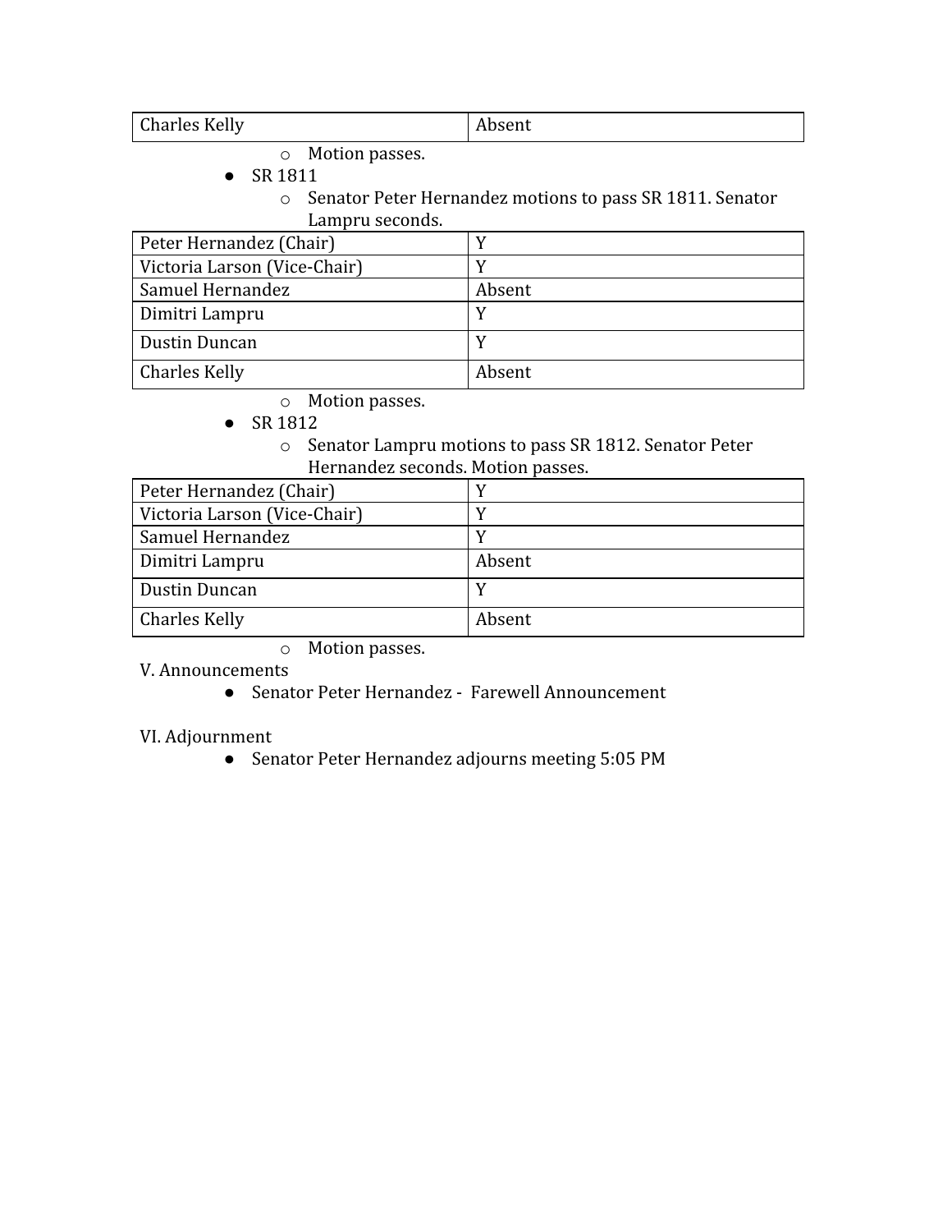| | |
|---|---|
| Charles Kelly | Absent |

  - Motion passes.
- SR 1811
  - Senator Peter Hernandez motions to pass SR 1811. Senator Lampru seconds.

| | |
|---|---|
| Peter Hernandez (Chair) | Y |
| Victoria Larson (Vice-Chair) | Y |
| Samuel Hernandez | Absent |
| Dimitri Lampru | Y |
| Dustin Duncan | Y |
| Charles Kelly | Absent |

  - Motion passes.
- SR 1812
  - Senator Lampru motions to pass SR 1812. Senator Peter Hernandez seconds. Motion passes.

| | |
|---|---|
| Peter Hernandez (Chair) | Y |
| Victoria Larson (Vice-Chair) | Y |
| Samuel Hernandez | Y |
| Dimitri Lampru | Absent |
| Dustin Duncan | Y |
| Charles Kelly | Absent |

  - Motion passes.

V. Announcements

- Senator Peter Hernandez - Farewell Announcement

VI. Adjournment

- Senator Peter Hernandez adjourns meeting 5:05 PM